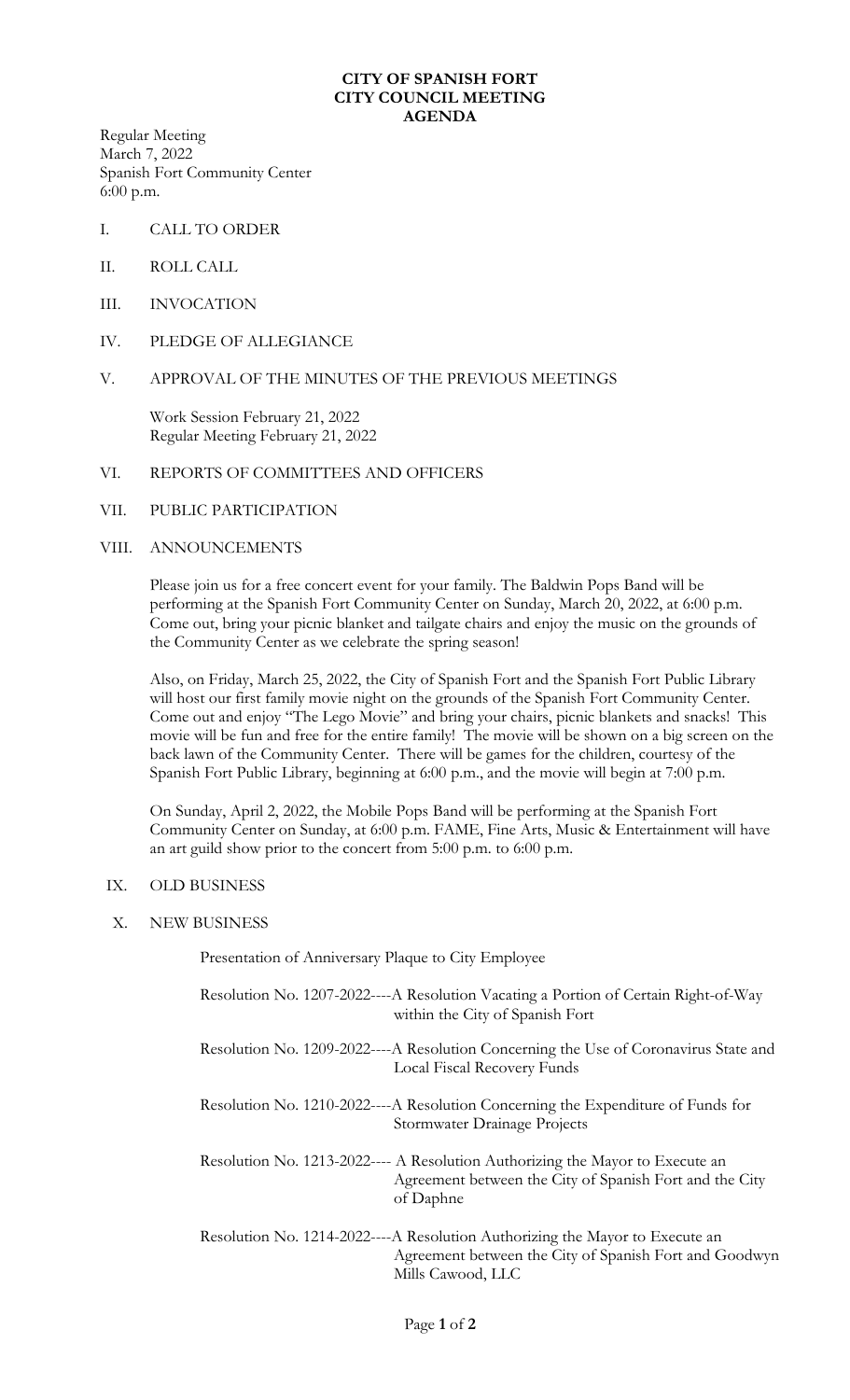**CITY OF SPANISH FORT**
**CITY COUNCIL MEETING**
**AGENDA**

Regular Meeting
March 7, 2022
Spanish Fort Community Center
6:00 p.m.

I. CALL TO ORDER

II. ROLL CALL

III. INVOCATION

IV. PLEDGE OF ALLEGIANCE

V. APPROVAL OF THE MINUTES OF THE PREVIOUS MEETINGS

Work Session February 21, 2022
Regular Meeting February 21, 2022

VI. REPORTS OF COMMITTEES AND OFFICERS

VII. PUBLIC PARTICIPATION

VIII. ANNOUNCEMENTS

Please join us for a free concert event for your family. The Baldwin Pops Band will be performing at the Spanish Fort Community Center on Sunday, March 20, 2022, at 6:00 p.m. Come out, bring your picnic blanket and tailgate chairs and enjoy the music on the grounds of the Community Center as we celebrate the spring season!

Also, on Friday, March 25, 2022, the City of Spanish Fort and the Spanish Fort Public Library will host our first family movie night on the grounds of the Spanish Fort Community Center. Come out and enjoy "The Lego Movie" and bring your chairs, picnic blankets and snacks! This movie will be fun and free for the entire family! The movie will be shown on a big screen on the back lawn of the Community Center. There will be games for the children, courtesy of the Spanish Fort Public Library, beginning at 6:00 p.m., and the movie will begin at 7:00 p.m.

On Sunday, April 2, 2022, the Mobile Pops Band will be performing at the Spanish Fort Community Center on Sunday, at 6:00 p.m. FAME, Fine Arts, Music & Entertainment will have an art guild show prior to the concert from 5:00 p.m. to 6:00 p.m.

IX. OLD BUSINESS

X. NEW BUSINESS

Presentation of Anniversary Plaque to City Employee

Resolution No. 1207-2022----A Resolution Vacating a Portion of Certain Right-of-Way within the City of Spanish Fort

Resolution No. 1209-2022----A Resolution Concerning the Use of Coronavirus State and Local Fiscal Recovery Funds

Resolution No. 1210-2022----A Resolution Concerning the Expenditure of Funds for Stormwater Drainage Projects

Resolution No. 1213-2022---- A Resolution Authorizing the Mayor to Execute an Agreement between the City of Spanish Fort and the City of Daphne

Resolution No. 1214-2022----A Resolution Authorizing the Mayor to Execute an Agreement between the City of Spanish Fort and Goodwyn Mills Cawood, LLC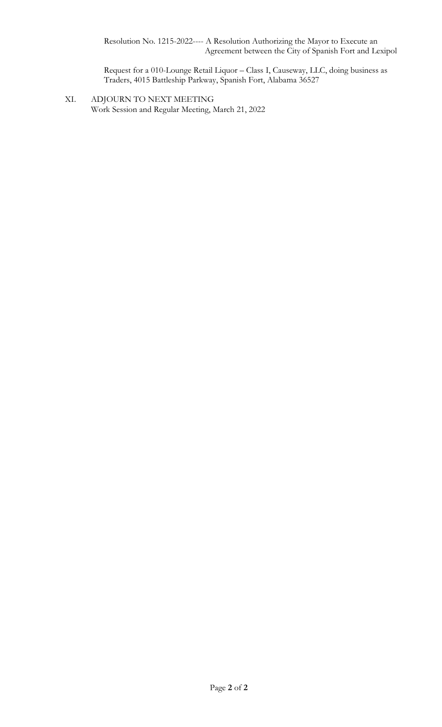Resolution No. 1215-2022---- A Resolution Authorizing the Mayor to Execute an Agreement between the City of Spanish Fort and Lexipol

Request for a 010-Lounge Retail Liquor – Class I, Causeway, LLC, doing business as Traders, 4015 Battleship Parkway, Spanish Fort, Alabama 36527

XI. ADJOURN TO NEXT MEETING
Work Session and Regular Meeting, March 21, 2022